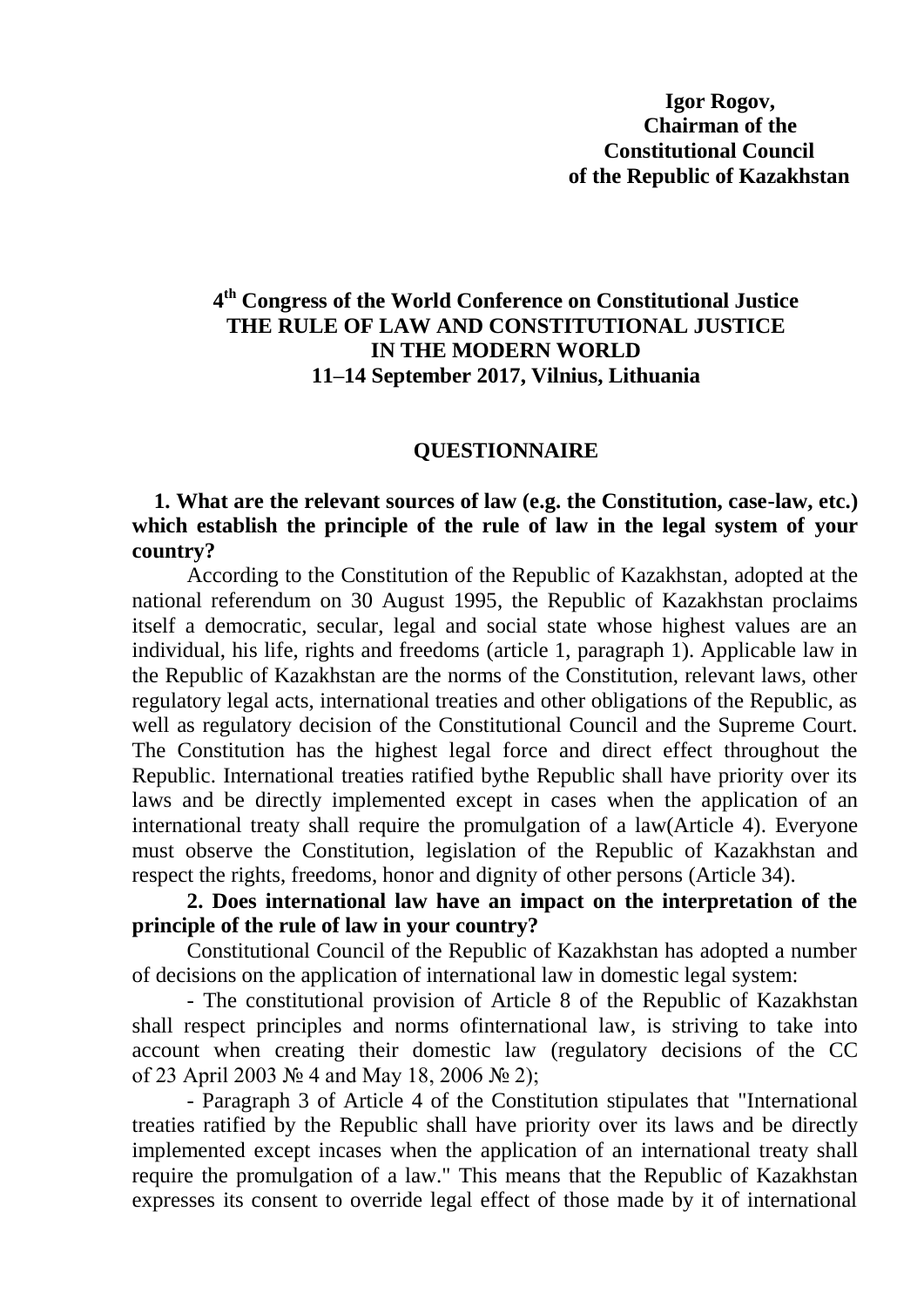**Igor Rogov,**
**Chairman of the**
**Constitutional Council**
**of the Republic of Kazakhstan**

## 4th Congress of the World Conference on Constitutional Justice
## THE RULE OF LAW AND CONSTITUTIONAL JUSTICE IN THE MODERN WORLD
## 11–14 September 2017, Vilnius, Lithuania

### QUESTIONNAIRE

**1. What are the relevant sources of law (e.g. the Constitution, case-law, etc.) which establish the principle of the rule of law in the legal system of your country?**

According to the Constitution of the Republic of Kazakhstan, adopted at the national referendum on 30 August 1995, the Republic of Kazakhstan proclaims itself a democratic, secular, legal and social state whose highest values are an individual, his life, rights and freedoms (article 1, paragraph 1). Applicable law in the Republic of Kazakhstan are the norms of the Constitution, relevant laws, other regulatory legal acts, international treaties and other obligations of the Republic, as well as regulatory decision of the Constitutional Council and the Supreme Court. The Constitution has the highest legal force and direct effect throughout the Republic. International treaties ratified bythe Republic shall have priority over its laws and be directly implemented except in cases when the application of an international treaty shall require the promulgation of a law(Article 4). Everyone must observe the Constitution, legislation of the Republic of Kazakhstan and respect the rights, freedoms, honor and dignity of other persons (Article 34).

**2. Does international law have an impact on the interpretation of the principle of the rule of law in your country?**

Constitutional Council of the Republic of Kazakhstan has adopted a number of decisions on the application of international law in domestic legal system:

- The constitutional provision of Article 8 of the Republic of Kazakhstan shall respect principles and norms ofinternational law, is striving to take into account when creating their domestic law (regulatory decisions of the CC of 23 April 2003 № 4 and May 18, 2006 № 2);

- Paragraph 3 of Article 4 of the Constitution stipulates that "International treaties ratified by the Republic shall have priority over its laws and be directly implemented except incases when the application of an international treaty shall require the promulgation of a law." This means that the Republic of Kazakhstan expresses its consent to override legal effect of those made by it of international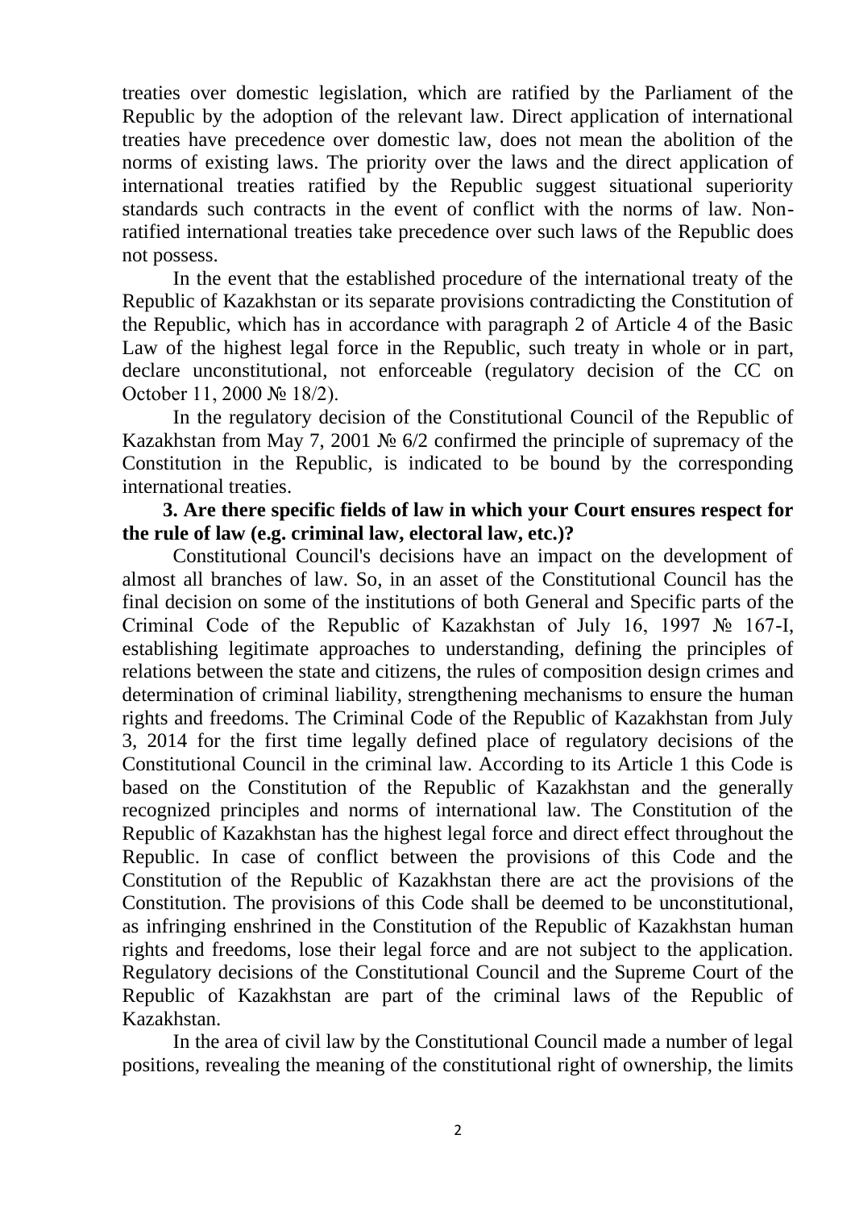treaties over domestic legislation, which are ratified by the Parliament of the Republic by the adoption of the relevant law. Direct application of international treaties have precedence over domestic law, does not mean the abolition of the norms of existing laws. The priority over the laws and the direct application of international treaties ratified by the Republic suggest situational superiority standards such contracts in the event of conflict with the norms of law. Non-ratified international treaties take precedence over such laws of the Republic does not possess.

In the event that the established procedure of the international treaty of the Republic of Kazakhstan or its separate provisions contradicting the Constitution of the Republic, which has in accordance with paragraph 2 of Article 4 of the Basic Law of the highest legal force in the Republic, such treaty in whole or in part, declare unconstitutional, not enforceable (regulatory decision of the CC on October 11, 2000 № 18/2).

In the regulatory decision of the Constitutional Council of the Republic of Kazakhstan from May 7, 2001 № 6/2 confirmed the principle of supremacy of the Constitution in the Republic, is indicated to be bound by the corresponding international treaties.

**3. Are there specific fields of law in which your Court ensures respect for the rule of law (e.g. criminal law, electoral law, etc.)?**

Constitutional Council's decisions have an impact on the development of almost all branches of law. So, in an asset of the Constitutional Council has the final decision on some of the institutions of both General and Specific parts of the Criminal Code of the Republic of Kazakhstan of July 16, 1997 № 167-I, establishing legitimate approaches to understanding, defining the principles of relations between the state and citizens, the rules of composition design crimes and determination of criminal liability, strengthening mechanisms to ensure the human rights and freedoms. The Criminal Code of the Republic of Kazakhstan from July 3, 2014 for the first time legally defined place of regulatory decisions of the Constitutional Council in the criminal law. According to its Article 1 this Code is based on the Constitution of the Republic of Kazakhstan and the generally recognized principles and norms of international law. The Constitution of the Republic of Kazakhstan has the highest legal force and direct effect throughout the Republic. In case of conflict between the provisions of this Code and the Constitution of the Republic of Kazakhstan there are act the provisions of the Constitution. The provisions of this Code shall be deemed to be unconstitutional, as infringing enshrined in the Constitution of the Republic of Kazakhstan human rights and freedoms, lose their legal force and are not subject to the application. Regulatory decisions of the Constitutional Council and the Supreme Court of the Republic of Kazakhstan are part of the criminal laws of the Republic of Kazakhstan.

In the area of civil law by the Constitutional Council made a number of legal positions, revealing the meaning of the constitutional right of ownership, the limits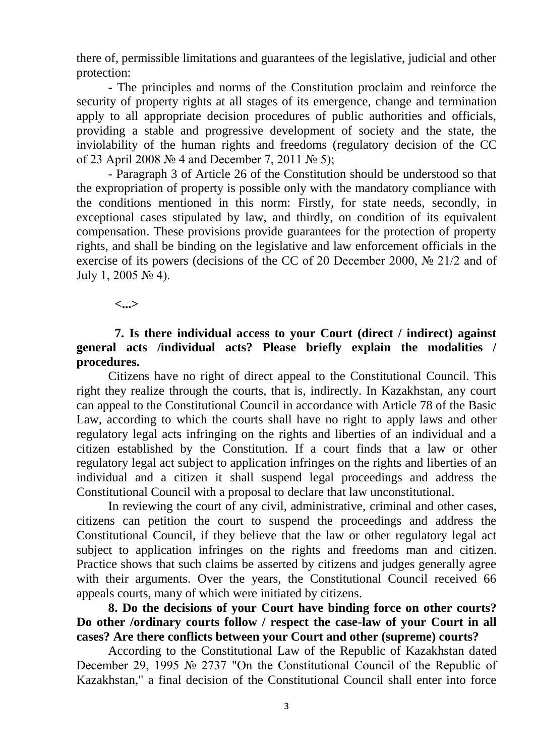there of, permissible limitations and guarantees of the legislative, judicial and other protection:

- The principles and norms of the Constitution proclaim and reinforce the security of property rights at all stages of its emergence, change and termination apply to all appropriate decision procedures of public authorities and officials, providing a stable and progressive development of society and the state, the inviolability of the human rights and freedoms (regulatory decision of the CC of 23 April 2008 № 4 and December 7, 2011 № 5);

- Paragraph 3 of Article 26 of the Constitution should be understood so that the expropriation of property is possible only with the mandatory compliance with the conditions mentioned in this norm: Firstly, for state needs, secondly, in exceptional cases stipulated by law, and thirdly, on condition of its equivalent compensation. These provisions provide guarantees for the protection of property rights, and shall be binding on the legislative and law enforcement officials in the exercise of its powers (decisions of the CC of 20 December 2000, № 21/2 and of July 1, 2005 № 4).

**<...>**

**7. Is there individual access to your Court (direct / indirect) against general acts /individual acts? Please briefly explain the modalities / procedures.**

Citizens have no right of direct appeal to the Constitutional Council. This right they realize through the courts, that is, indirectly. In Kazakhstan, any court can appeal to the Constitutional Council in accordance with Article 78 of the Basic Law, according to which the courts shall have no right to apply laws and other regulatory legal acts infringing on the rights and liberties of an individual and a citizen established by the Constitution. If a court finds that a law or other regulatory legal act subject to application infringes on the rights and liberties of an individual and a citizen it shall suspend legal proceedings and address the Constitutional Council with a proposal to declare that law unconstitutional.

In reviewing the court of any civil, administrative, criminal and other cases, citizens can petition the court to suspend the proceedings and address the Constitutional Council, if they believe that the law or other regulatory legal act subject to application infringes on the rights and freedoms man and citizen. Practice shows that such claims be asserted by citizens and judges generally agree with their arguments. Over the years, the Constitutional Council received 66 appeals courts, many of which were initiated by citizens.

**8. Do the decisions of your Court have binding force on other courts? Do other /ordinary courts follow / respect the case-law of your Court in all cases? Are there conflicts between your Court and other (supreme) courts?**

According to the Constitutional Law of the Republic of Kazakhstan dated December 29, 1995 № 2737 "On the Constitutional Council of the Republic of Kazakhstan," a final decision of the Constitutional Council shall enter into force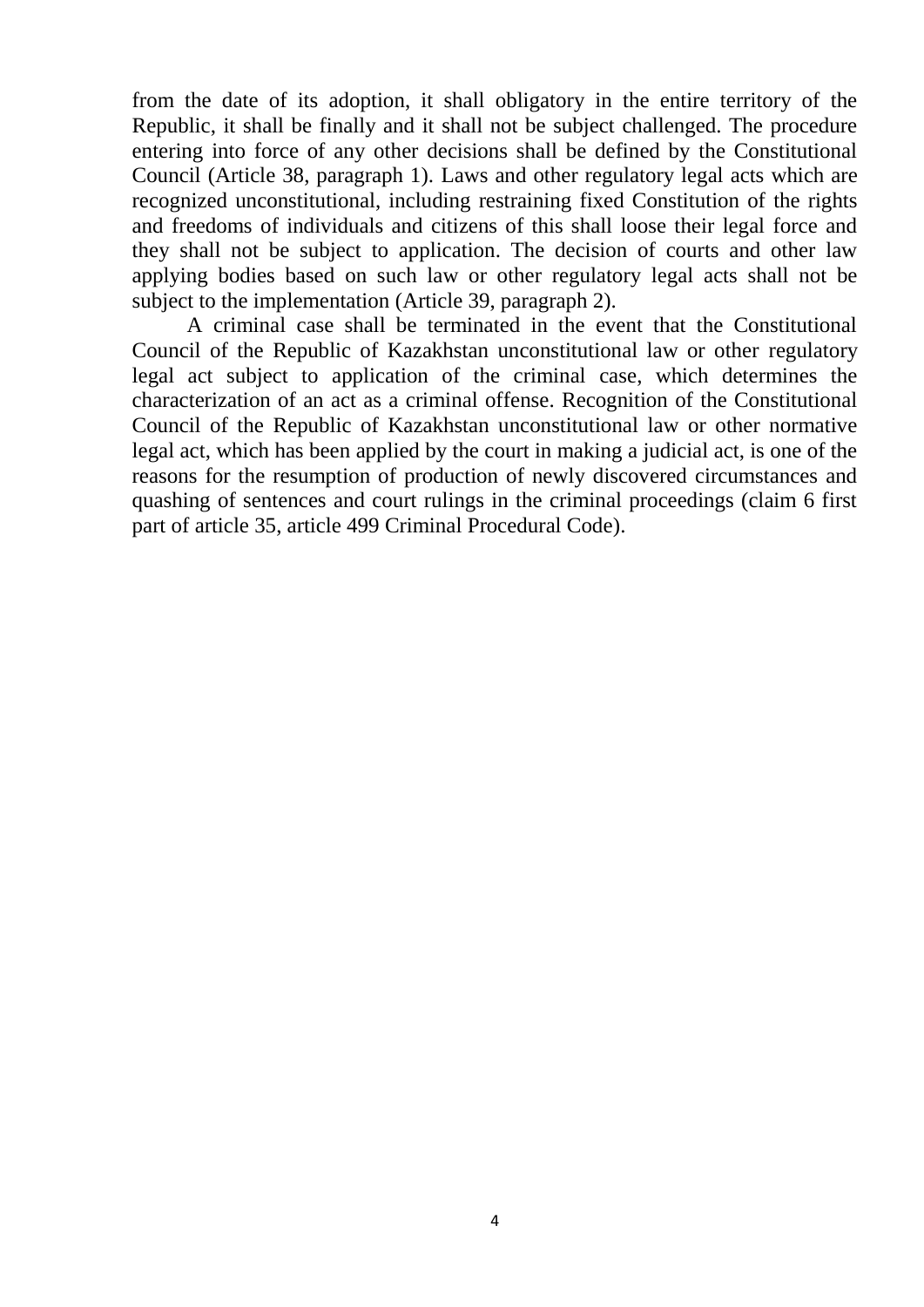from the date of its adoption, it shall obligatory in the entire territory of the Republic, it shall be finally and it shall not be subject challenged. The procedure entering into force of any other decisions shall be defined by the Constitutional Council (Article 38, paragraph 1). Laws and other regulatory legal acts which are recognized unconstitutional, including restraining fixed Constitution of the rights and freedoms of individuals and citizens of this shall loose their legal force and they shall not be subject to application. The decision of courts and other law applying bodies based on such law or other regulatory legal acts shall not be subject to the implementation (Article 39, paragraph 2).

A criminal case shall be terminated in the event that the Constitutional Council of the Republic of Kazakhstan unconstitutional law or other regulatory legal act subject to application of the criminal case, which determines the characterization of an act as a criminal offense. Recognition of the Constitutional Council of the Republic of Kazakhstan unconstitutional law or other normative legal act, which has been applied by the court in making a judicial act, is one of the reasons for the resumption of production of newly discovered circumstances and quashing of sentences and court rulings in the criminal proceedings (claim 6 first part of article 35, article 499 Criminal Procedural Code).